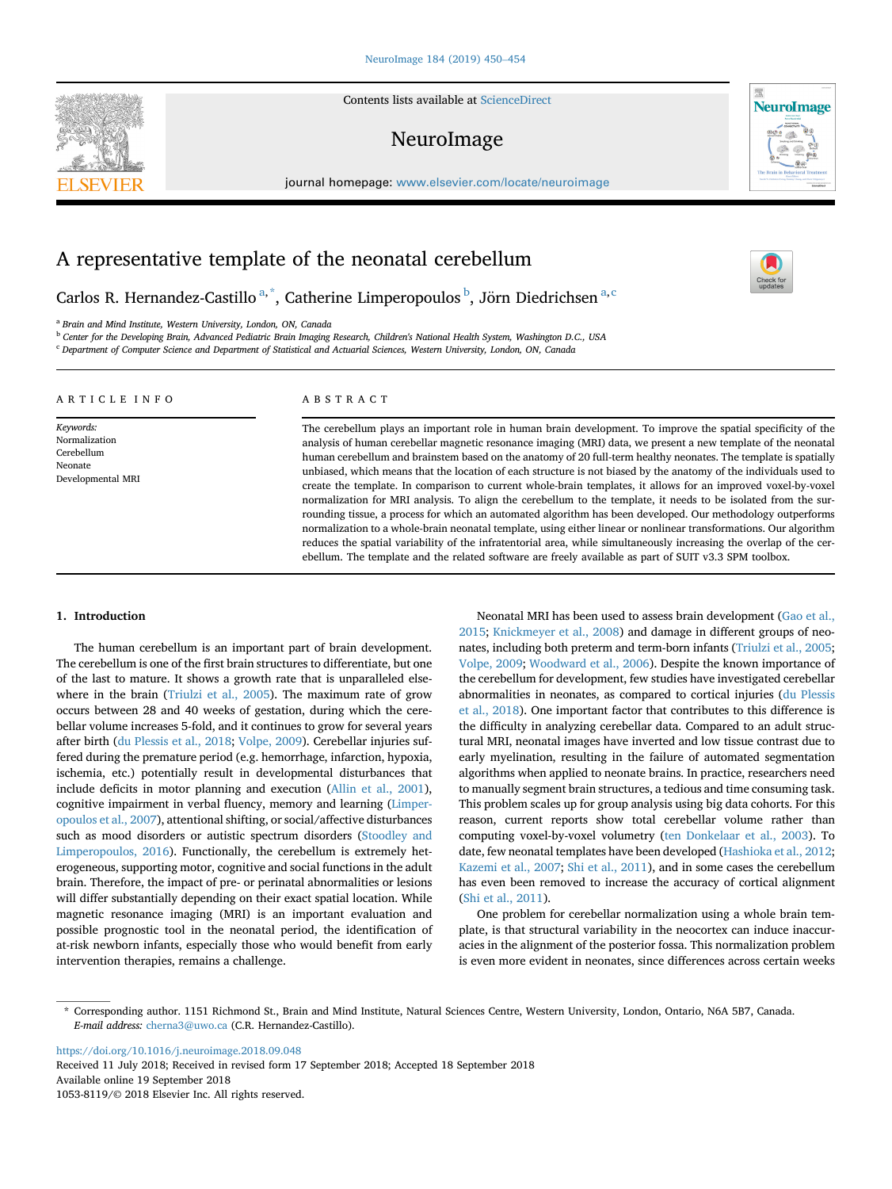# A representative template of the neonatal cerebellum

Carlos R. Hernandez-Castillo [a,*], Catherine Limperopoulos [b], Jörn Diedrichsen [a,c]

[a] Brain and Mind Institute, Western University, London, ON, Canada
[b] Center for the Developing Brain, Advanced Pediatric Brain Imaging Research, Children's National Health System, Washington D.C., USA
[c] Department of Computer Science and Department of Statistical and Actuarial Sciences, Western University, London, ON, Canada

## ARTICLE INFO

*Keywords:*
Normalization
Cerebellum
Neonate
Developmental MRI

## ABSTRACT

The cerebellum plays an important role in human brain development. To improve the spatial specificity of the analysis of human cerebellar magnetic resonance imaging (MRI) data, we present a new template of the neonatal human cerebellum and brainstem based on the anatomy of 20 full-term healthy neonates. The template is spatially unbiased, which means that the location of each structure is not biased by the anatomy of the individuals used to create the template. In comparison to current whole-brain templates, it allows for an improved voxel-by-voxel normalization for MRI analysis. To align the cerebellum to the template, it needs to be isolated from the surrounding tissue, a process for which an automated algorithm has been developed. Our methodology outperforms normalization to a whole-brain neonatal template, using either linear or nonlinear transformations. Our algorithm reduces the spatial variability of the infratentorial area, while simultaneously increasing the overlap of the cerebellum. The template and the related software are freely available as part of SUIT v3.3 SPM toolbox.

## 1. Introduction

The human cerebellum is an important part of brain development. The cerebellum is one of the first brain structures to differentiate, but one of the last to mature. It shows a growth rate that is unparalleled elsewhere in the brain (Triulzi et al., 2005). The maximum rate of grow occurs between 28 and 40 weeks of gestation, during which the cerebellar volume increases 5-fold, and it continues to grow for several years after birth (du Plessis et al., 2018; Volpe, 2009). Cerebellar injuries suffered during the premature period (e.g. hemorrhage, infarction, hypoxia, ischemia, etc.) potentially result in developmental disturbances that include deficits in motor planning and execution (Allin et al., 2001), cognitive impairment in verbal fluency, memory and learning (Limperopoulos et al., 2007), attentional shifting, or social/affective disturbances such as mood disorders or autistic spectrum disorders (Stoodley and Limperopoulos, 2016). Functionally, the cerebellum is extremely heterogeneous, supporting motor, cognitive and social functions in the adult brain. Therefore, the impact of pre- or perinatal abnormalities or lesions will differ substantially depending on their exact spatial location. While magnetic resonance imaging (MRI) is an important evaluation and possible prognostic tool in the neonatal period, the identification of at-risk newborn infants, especially those who would benefit from early intervention therapies, remains a challenge.

Neonatal MRI has been used to assess brain development (Gao et al., 2015; Knickmeyer et al., 2008) and damage in different groups of neonates, including both preterm and term-born infants (Triulzi et al., 2005; Volpe, 2009; Woodward et al., 2006). Despite the known importance of the cerebellum for development, few studies have investigated cerebellar abnormalities in neonates, as compared to cortical injuries (du Plessis et al., 2018). One important factor that contributes to this difference is the difficulty in analyzing cerebellar data. Compared to an adult structural MRI, neonatal images have inverted and low tissue contrast due to early myelination, resulting in the failure of automated segmentation algorithms when applied to neonate brains. In practice, researchers need to manually segment brain structures, a tedious and time consuming task. This problem scales up for group analysis using big data cohorts. For this reason, current reports show total cerebellar volume rather than computing voxel-by-voxel volumetry (ten Donkelaar et al., 2003). To date, few neonatal templates have been developed (Hashioka et al., 2012; Kazemi et al., 2007; Shi et al., 2011), and in some cases the cerebellum has even been removed to increase the accuracy of cortical alignment (Shi et al., 2011).

One problem for cerebellar normalization using a whole brain template, is that structural variability in the neocortex can induce inaccuracies in the alignment of the posterior fossa. This normalization problem is even more evident in neonates, since differences across certain weeks

* Corresponding author. 1151 Richmond St., Brain and Mind Institute, Natural Sciences Centre, Western University, London, Ontario, N6A 5B7, Canada.
*E-mail address:* cherna3@uwo.ca (C.R. Hernandez-Castillo).

https://doi.org/10.1016/j.neuroimage.2018.09.048
Received 11 July 2018; Received in revised form 17 September 2018; Accepted 18 September 2018
Available online 19 September 2018
1053-8119/© 2018 Elsevier Inc. All rights reserved.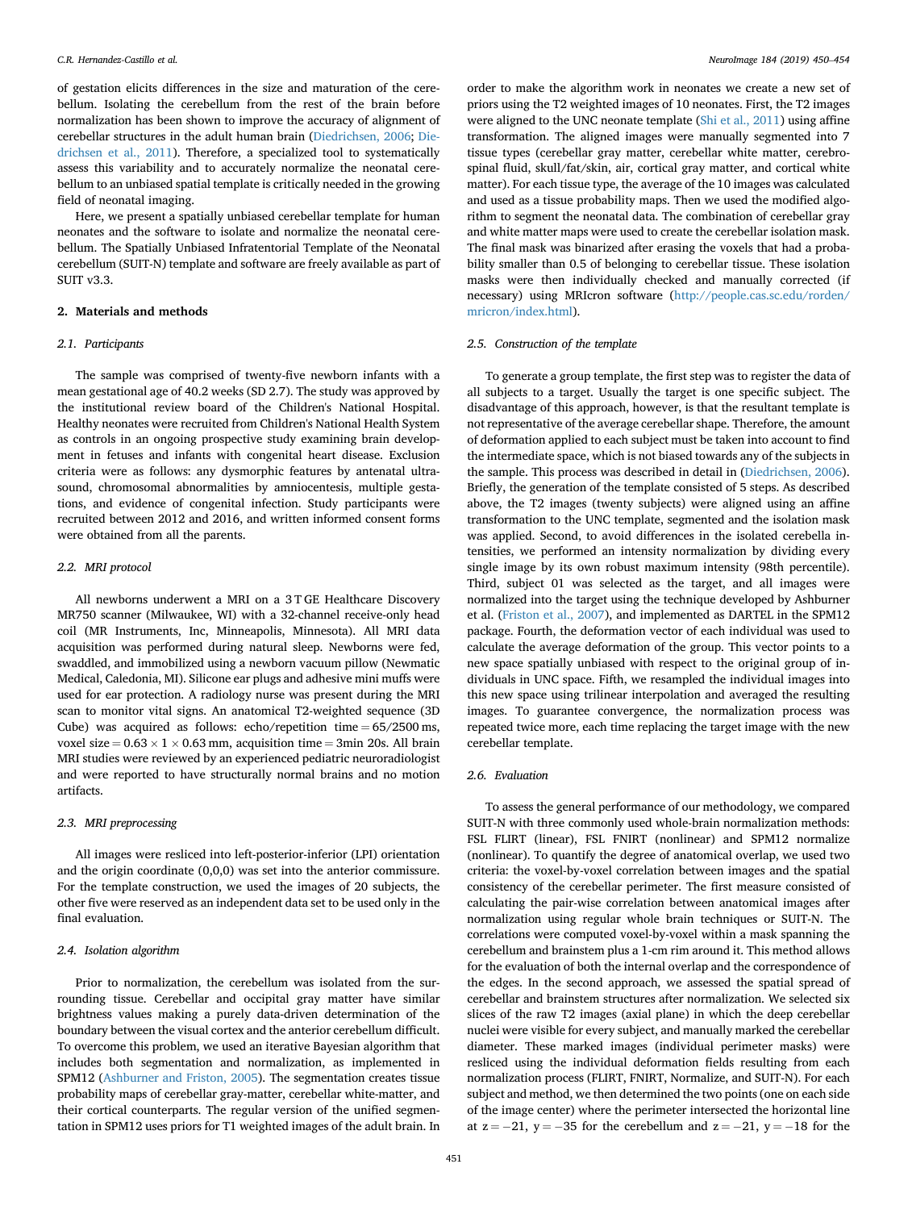of gestation elicits differences in the size and maturation of the cerebellum. Isolating the cerebellum from the rest of the brain before normalization has been shown to improve the accuracy of alignment of cerebellar structures in the adult human brain (Diedrichsen, 2006; Diedrichsen et al., 2011). Therefore, a specialized tool to systematically assess this variability and to accurately normalize the neonatal cerebellum to an unbiased spatial template is critically needed in the growing field of neonatal imaging.

Here, we present a spatially unbiased cerebellar template for human neonates and the software to isolate and normalize the neonatal cerebellum. The Spatially Unbiased Infratentorial Template of the Neonatal cerebellum (SUIT-N) template and software are freely available as part of SUIT v3.3.

## 2. Materials and methods

### 2.1. Participants

The sample was comprised of twenty-five newborn infants with a mean gestational age of 40.2 weeks (SD 2.7). The study was approved by the institutional review board of the Children's National Hospital. Healthy neonates were recruited from Children's National Health System as controls in an ongoing prospective study examining brain development in fetuses and infants with congenital heart disease. Exclusion criteria were as follows: any dysmorphic features by antenatal ultrasound, chromosomal abnormalities by amniocentesis, multiple gestations, and evidence of congenital infection. Study participants were recruited between 2012 and 2016, and written informed consent forms were obtained from all the parents.

### 2.2. MRI protocol

All newborns underwent a MRI on a 3 T GE Healthcare Discovery MR750 scanner (Milwaukee, WI) with a 32-channel receive-only head coil (MR Instruments, Inc, Minneapolis, Minnesota). All MRI data acquisition was performed during natural sleep. Newborns were fed, swaddled, and immobilized using a newborn vacuum pillow (Newmatic Medical, Caledonia, MI). Silicone ear plugs and adhesive mini muffs were used for ear protection. A radiology nurse was present during the MRI scan to monitor vital signs. An anatomical T2-weighted sequence (3D Cube) was acquired as follows: echo/repetition time = 65/2500 ms, voxel size = 0.63 × 1 × 0.63 mm, acquisition time = 3min 20s. All brain MRI studies were reviewed by an experienced pediatric neuroradiologist and were reported to have structurally normal brains and no motion artifacts.

### 2.3. MRI preprocessing

All images were resliced into left-posterior-inferior (LPI) orientation and the origin coordinate (0,0,0) was set into the anterior commissure. For the template construction, we used the images of 20 subjects, the other five were reserved as an independent data set to be used only in the final evaluation.

### 2.4. Isolation algorithm

Prior to normalization, the cerebellum was isolated from the surrounding tissue. Cerebellar and occipital gray matter have similar brightness values making a purely data-driven determination of the boundary between the visual cortex and the anterior cerebellum difficult. To overcome this problem, we used an iterative Bayesian algorithm that includes both segmentation and normalization, as implemented in SPM12 (Ashburner and Friston, 2005). The segmentation creates tissue probability maps of cerebellar gray-matter, cerebellar white-matter, and their cortical counterparts. The regular version of the unified segmentation in SPM12 uses priors for T1 weighted images of the adult brain. In order to make the algorithm work in neonates we create a new set of priors using the T2 weighted images of 10 neonates. First, the T2 images were aligned to the UNC neonate template (Shi et al., 2011) using affine transformation. The aligned images were manually segmented into 7 tissue types (cerebellar gray matter, cerebellar white matter, cerebrospinal fluid, skull/fat/skin, air, cortical gray matter, and cortical white matter). For each tissue type, the average of the 10 images was calculated and used as a tissue probability maps. Then we used the modified algorithm to segment the neonatal data. The combination of cerebellar gray and white matter maps were used to create the cerebellar isolation mask. The final mask was binarized after erasing the voxels that had a probability smaller than 0.5 of belonging to cerebellar tissue. These isolation masks were then individually checked and manually corrected (if necessary) using MRIcron software (http://people.cas.sc.edu/rorden/mricron/index.html).

### 2.5. Construction of the template

To generate a group template, the first step was to register the data of all subjects to a target. Usually the target is one specific subject. The disadvantage of this approach, however, is that the resultant template is not representative of the average cerebellar shape. Therefore, the amount of deformation applied to each subject must be taken into account to find the intermediate space, which is not biased towards any of the subjects in the sample. This process was described in detail in (Diedrichsen, 2006). Briefly, the generation of the template consisted of 5 steps. As described above, the T2 images (twenty subjects) were aligned using an affine transformation to the UNC template, segmented and the isolation mask was applied. Second, to avoid differences in the isolated cerebella intensities, we performed an intensity normalization by dividing every single image by its own robust maximum intensity (98th percentile). Third, subject 01 was selected as the target, and all images were normalized into the target using the technique developed by Ashburner et al. (Friston et al., 2007), and implemented as DARTEL in the SPM12 package. Fourth, the deformation vector of each individual was used to calculate the average deformation of the group. This vector points to a new space spatially unbiased with respect to the original group of individuals in UNC space. Fifth, we resampled the individual images into this new space using trilinear interpolation and averaged the resulting images. To guarantee convergence, the normalization process was repeated twice more, each time replacing the target image with the new cerebellar template.

### 2.6. Evaluation

To assess the general performance of our methodology, we compared SUIT-N with three commonly used whole-brain normalization methods: FSL FLIRT (linear), FSL FNIRT (nonlinear) and SPM12 normalize (nonlinear). To quantify the degree of anatomical overlap, we used two criteria: the voxel-by-voxel correlation between images and the spatial consistency of the cerebellar perimeter. The first measure consisted of calculating the pair-wise correlation between anatomical images after normalization using regular whole brain techniques or SUIT-N. The correlations were computed voxel-by-voxel within a mask spanning the cerebellum and brainstem plus a 1-cm rim around it. This method allows for the evaluation of both the internal overlap and the correspondence of the edges. In the second approach, we assessed the spatial spread of cerebellar and brainstem structures after normalization. We selected six slices of the raw T2 images (axial plane) in which the deep cerebellar nuclei were visible for every subject, and manually marked the cerebellar diameter. These marked images (individual perimeter masks) were resliced using the individual deformation fields resulting from each normalization process (FLIRT, FNIRT, Normalize, and SUIT-N). For each subject and method, we then determined the two points (one on each side of the image center) where the perimeter intersected the horizontal line at z = −21, y = −35 for the cerebellum and z = −21, y = −18 for the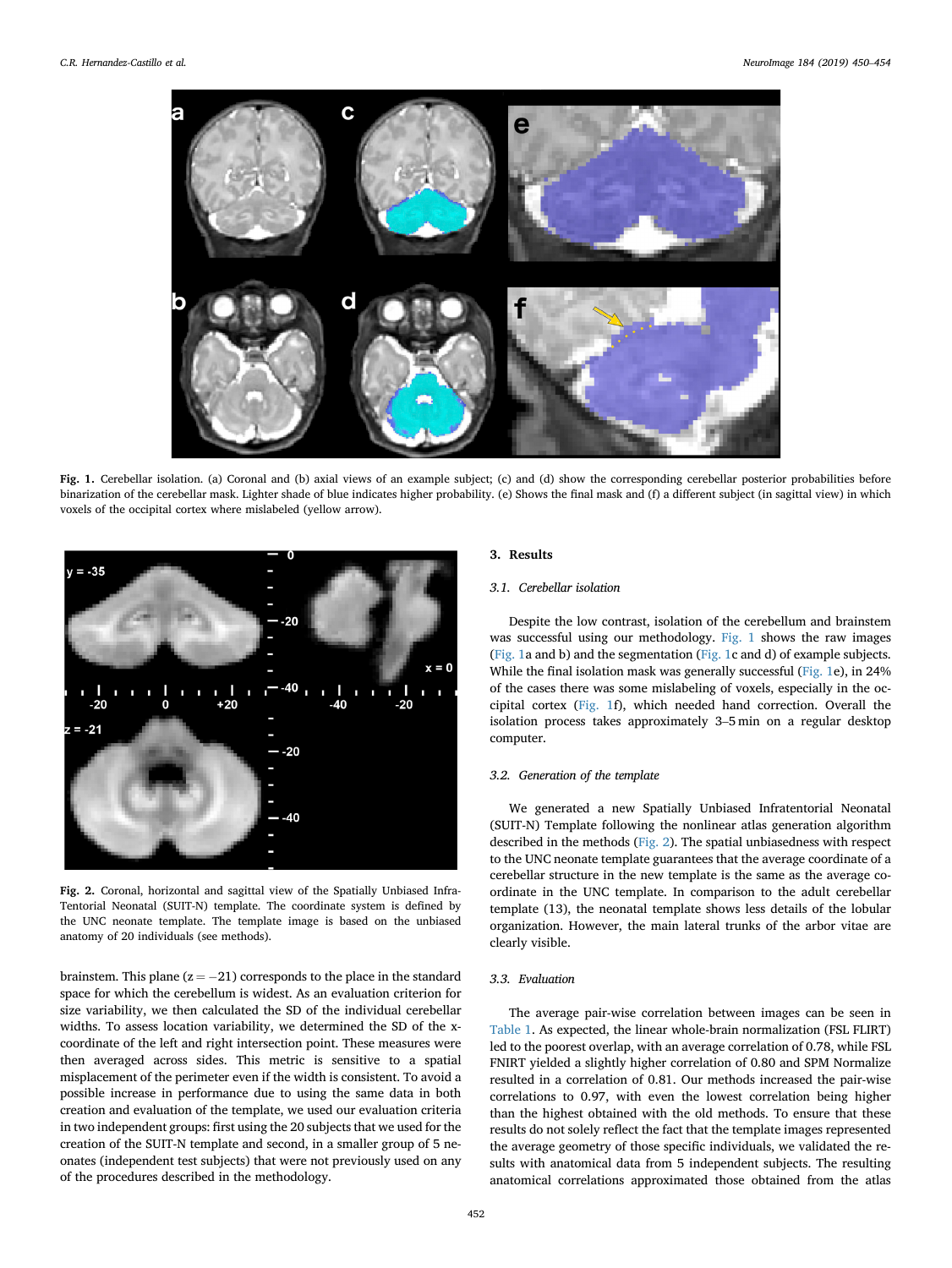Fig. 1. Cerebellar isolation. (a) Coronal and (b) axial views of an example subject; (c) and (d) show the corresponding cerebellar posterior probabilities before binarization of the cerebellar mask. Lighter shade of blue indicates higher probability. (e) Shows the final mask and (f) a different subject (in sagittal view) in which voxels of the occipital cortex where mislabeled (yellow arrow).

y = -35

x = 0

z = -21

0
-20
-40
-20
-40
-20
0
+20
-40
-20

Fig. 2. Coronal, horizontal and sagittal view of the Spatially Unbiased Infra-Tentorial Neonatal (SUIT-N) template. The coordinate system is defined by the UNC neonate template. The template image is based on the unbiased anatomy of 20 individuals (see methods).

brainstem. This plane ($z = -21$) corresponds to the place in the standard space for which the cerebellum is widest. As an evaluation criterion for size variability, we then calculated the SD of the individual cerebellar widths. To assess location variability, we determined the SD of the x-coordinate of the left and right intersection point. These measures were then averaged across sides. This metric is sensitive to a spatial misplacement of the perimeter even if the width is consistent. To avoid a possible increase in performance due to using the same data in both creation and evaluation of the template, we used our evaluation criteria in two independent groups: first using the 20 subjects that we used for the creation of the SUIT-N template and second, in a smaller group of 5 neonates (independent test subjects) that were not previously used on any of the procedures described in the methodology.

## 3. Results

### 3.1. Cerebellar isolation

Despite the low contrast, isolation of the cerebellum and brainstem was successful using our methodology. Fig. 1 shows the raw images (Fig. 1a and b) and the segmentation (Fig. 1c and d) of example subjects. While the final isolation mask was generally successful (Fig. 1e), in 24% of the cases there was some mislabeling of voxels, especially in the occipital cortex (Fig. 1f), which needed hand correction. Overall the isolation process takes approximately 3–5 min on a regular desktop computer.

### 3.2. Generation of the template

We generated a new Spatially Unbiased Infratentorial Neonatal (SUIT-N) Template following the nonlinear atlas generation algorithm described in the methods (Fig. 2). The spatial unbiasedness with respect to the UNC neonate template guarantees that the average coordinate of a cerebellar structure in the new template is the same as the average coordinate in the UNC template. In comparison to the adult cerebellar template (13), the neonatal template shows less details of the lobular organization. However, the main lateral trunks of the arbor vitae are clearly visible.

### 3.3. Evaluation

The average pair-wise correlation between images can be seen in Table 1. As expected, the linear whole-brain normalization (FSL FLIRT) led to the poorest overlap, with an average correlation of 0.78, while FSL FNIRT yielded a slightly higher correlation of 0.80 and SPM Normalize resulted in a correlation of 0.81. Our methods increased the pair-wise correlations to 0.97, with even the lowest correlation being higher than the highest obtained with the old methods. To ensure that these results do not solely reflect the fact that the template images represented the average geometry of those specific individuals, we validated the results with anatomical data from 5 independent subjects. The resulting anatomical correlations approximated those obtained from the atlas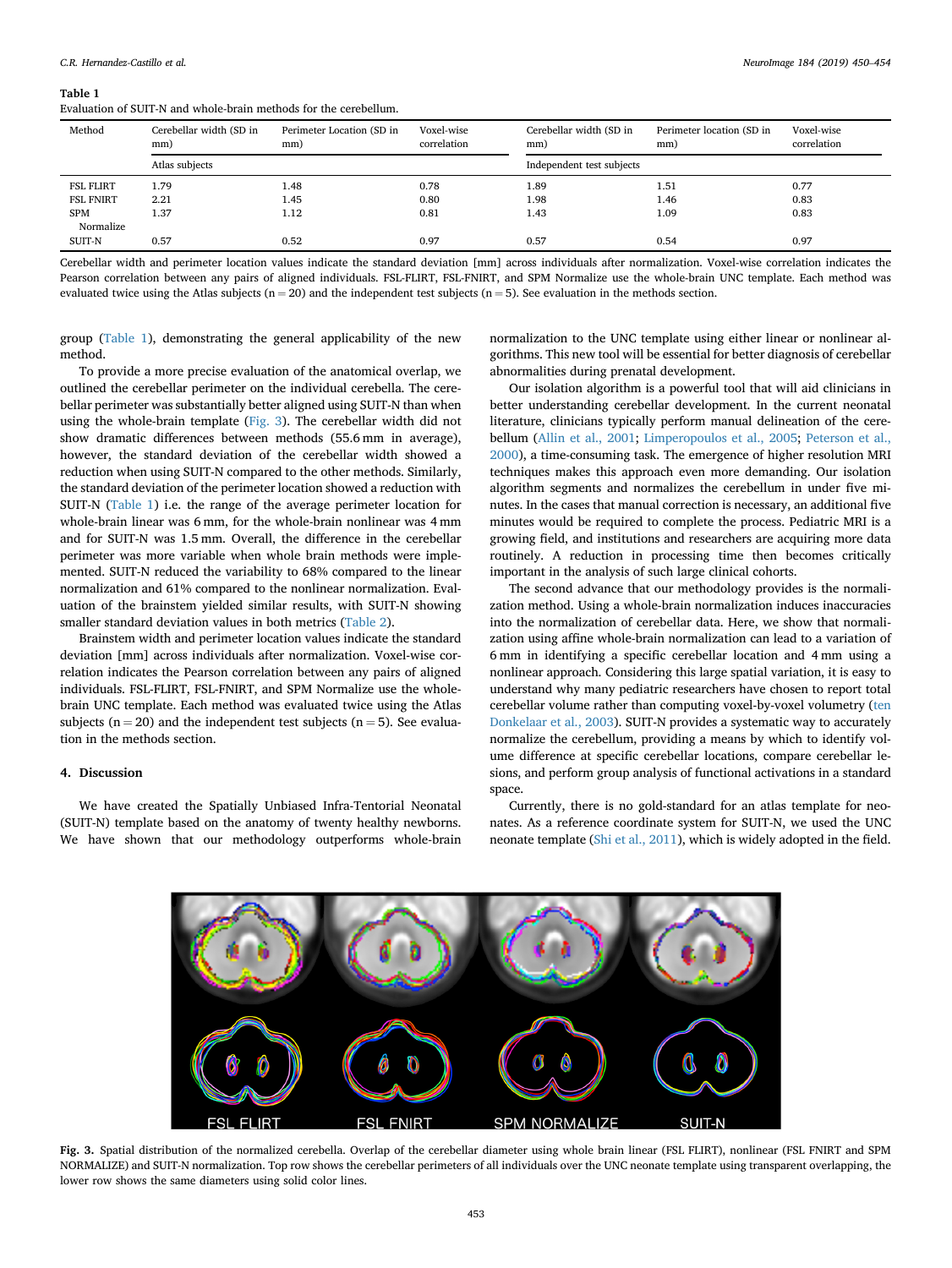**Table 1**
Evaluation of SUIT-N and whole-brain methods for the cerebellum.

| Method | Cerebellar width (SD in mm) | Perimeter Location (SD in mm) | Voxel-wise correlation | Cerebellar width (SD in mm) | Perimeter location (SD in mm) | Voxel-wise correlation |
|---|---|---|---|---|---|---|
| | Atlas subjects | | | Independent test subjects | | |
| FSL FLIRT | 1.79 | 1.48 | 0.78 | 1.89 | 1.51 | 0.77 |
| FSL FNIRT | 2.21 | 1.45 | 0.80 | 1.98 | 1.46 | 0.83 |
| SPM Normalize | 1.37 | 1.12 | 0.81 | 1.43 | 1.09 | 0.83 |
| SUIT-N | 0.57 | 0.52 | 0.97 | 0.57 | 0.54 | 0.97 |

Cerebellar width and perimeter location values indicate the standard deviation [mm] across individuals after normalization. Voxel-wise correlation indicates the Pearson correlation between any pairs of aligned individuals. FSL-FLIRT, FSL-FNIRT, and SPM Normalize use the whole-brain UNC template. Each method was evaluated twice using the Atlas subjects (n = 20) and the independent test subjects (n = 5). See evaluation in the methods section.

group (Table 1), demonstrating the general applicability of the new method.

To provide a more precise evaluation of the anatomical overlap, we outlined the cerebellar perimeter on the individual cerebella. The cerebellar perimeter was substantially better aligned using SUIT-N than when using the whole-brain template (Fig. 3). The cerebellar width did not show dramatic differences between methods (55.6 mm in average), however, the standard deviation of the cerebellar width showed a reduction when using SUIT-N compared to the other methods. Similarly, the standard deviation of the perimeter location showed a reduction with SUIT-N (Table 1) i.e. the range of the average perimeter location for whole-brain linear was 6 mm, for the whole-brain nonlinear was 4 mm and for SUIT-N was 1.5 mm. Overall, the difference in the cerebellar perimeter was more variable when whole brain methods were implemented. SUIT-N reduced the variability to 68% compared to the linear normalization and 61% compared to the nonlinear normalization. Evaluation of the brainstem yielded similar results, with SUIT-N showing smaller standard deviation values in both metrics (Table 2).

Brainstem width and perimeter location values indicate the standard deviation [mm] across individuals after normalization. Voxel-wise correlation indicates the Pearson correlation between any pairs of aligned individuals. FSL-FLIRT, FSL-FNIRT, and SPM Normalize use the whole-brain UNC template. Each method was evaluated twice using the Atlas subjects (n = 20) and the independent test subjects (n = 5). See evaluation in the methods section.

## 4. Discussion

We have created the Spatially Unbiased Infra-Tentorial Neonatal (SUIT-N) template based on the anatomy of twenty healthy newborns. We have shown that our methodology outperforms whole-brain normalization to the UNC template using either linear or nonlinear algorithms. This new tool will be essential for better diagnosis of cerebellar abnormalities during prenatal development.

Our isolation algorithm is a powerful tool that will aid clinicians in better understanding cerebellar development. In the current neonatal literature, clinicians typically perform manual delineation of the cerebellum (Allin et al., 2001; Limperopoulos et al., 2005; Peterson et al., 2000), a time-consuming task. The emergence of higher resolution MRI techniques makes this approach even more demanding. Our isolation algorithm segments and normalizes the cerebellum in under five minutes. In the cases that manual correction is necessary, an additional five minutes would be required to complete the process. Pediatric MRI is a growing field, and institutions and researchers are acquiring more data routinely. A reduction in processing time then becomes critically important in the analysis of such large clinical cohorts.

The second advance that our methodology provides is the normalization method. Using a whole-brain normalization induces inaccuracies into the normalization of cerebellar data. Here, we show that normalization using affine whole-brain normalization can lead to a variation of 6 mm in identifying a specific cerebellar location and 4 mm using a nonlinear approach. Considering this large spatial variation, it is easy to understand why many pediatric researchers have chosen to report total cerebellar volume rather than computing voxel-by-voxel volumetry (ten Donkelaar et al., 2003). SUIT-N provides a systematic way to accurately normalize the cerebellum, providing a means by which to identify volume difference at specific cerebellar locations, compare cerebellar lesions, and perform group analysis of functional activations in a standard space.

Currently, there is no gold-standard for an atlas template for neonates. As a reference coordinate system for SUIT-N, we used the UNC neonate template (Shi et al., 2011), which is widely adopted in the field.

FSL FLIRT
FSL FNIRT
SPM NORMALIZE
SUIT-N

**Fig. 3.** Spatial distribution of the normalized cerebella. Overlap of the cerebellar diameter using whole brain linear (FSL FLIRT), nonlinear (FSL FNIRT and SPM NORMALIZE) and SUIT-N normalization. Top row shows the cerebellar perimeters of all individuals over the UNC neonate template using transparent overlapping, the lower row shows the same diameters using solid color lines.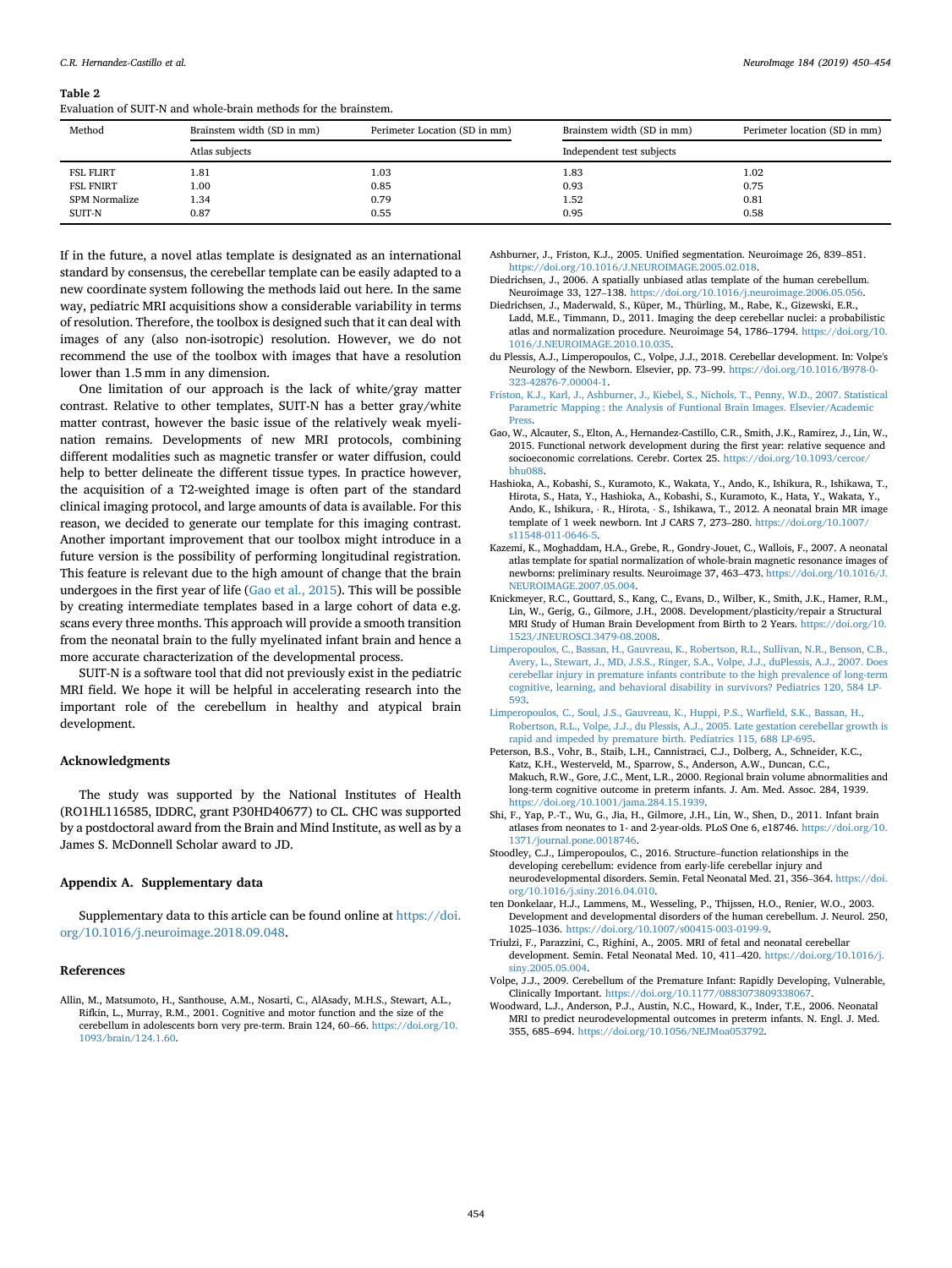**Table 2**
Evaluation of SUIT-N and whole-brain methods for the brainstem.

| Method | Brainstem width (SD in mm) | Perimeter Location (SD in mm) | Brainstem width (SD in mm) | Perimeter location (SD in mm) |
|---|---|---|---|---|
| | Atlas subjects | | Independent test subjects | |
| FSL FLIRT | 1.81 | 1.03 | 1.83 | 1.02 |
| FSL FNIRT | 1.00 | 0.85 | 0.93 | 0.75 |
| SPM Normalize | 1.34 | 0.79 | 1.52 | 0.81 |
| SUIT-N | 0.87 | 0.55 | 0.95 | 0.58 |

If in the future, a novel atlas template is designated as an international standard by consensus, the cerebellar template can be easily adapted to a new coordinate system following the methods laid out here. In the same way, pediatric MRI acquisitions show a considerable variability in terms of resolution. Therefore, the toolbox is designed such that it can deal with images of any (also non-isotropic) resolution. However, we do not recommend the use of the toolbox with images that have a resolution lower than 1.5 mm in any dimension.

One limitation of our approach is the lack of white/gray matter contrast. Relative to other templates, SUIT-N has a better gray/white matter contrast, however the basic issue of the relatively weak myelination remains. Developments of new MRI protocols, combining different modalities such as magnetic transfer or water diffusion, could help to better delineate the different tissue types. In practice however, the acquisition of a T2-weighted image is often part of the standard clinical imaging protocol, and large amounts of data is available. For this reason, we decided to generate our template for this imaging contrast. Another important improvement that our toolbox might introduce in a future version is the possibility of performing longitudinal registration. This feature is relevant due to the high amount of change that the brain undergoes in the first year of life (Gao et al., 2015). This will be possible by creating intermediate templates based in a large cohort of data e.g. scans every three months. This approach will provide a smooth transition from the neonatal brain to the fully myelinated infant brain and hence a more accurate characterization of the developmental process.

SUIT-N is a software tool that did not previously exist in the pediatric MRI field. We hope it will be helpful in accelerating research into the important role of the cerebellum in healthy and atypical brain development.

## Acknowledgments

The study was supported by the National Institutes of Health (RO1HL116585, IDDRC, grant P30HD40677) to CL. CHC was supported by a postdoctoral award from the Brain and Mind Institute, as well as by a James S. McDonnell Scholar award to JD.

## Appendix A. Supplementary data

Supplementary data to this article can be found online at https://doi.org/10.1016/j.neuroimage.2018.09.048.

## References

Allin, M., Matsumoto, H., Santhouse, A.M., Nosarti, C., AlAsady, M.H.S., Stewart, A.L., Rifkin, L., Murray, R.M., 2001. Cognitive and motor function and the size of the cerebellum in adolescents born very pre-term. Brain 124, 60–66. https://doi.org/10.1093/brain/124.1.60.

Ashburner, J., Friston, K.J., 2005. Unified segmentation. Neuroimage 26, 839–851. https://doi.org/10.1016/J.NEUROIMAGE.2005.02.018.

Diedrichsen, J., 2006. A spatially unbiased atlas template of the human cerebellum. Neuroimage 33, 127–138. https://doi.org/10.1016/j.neuroimage.2006.05.056.

Diedrichsen, J., Maderwald, S., Küper, M., Thürling, M., Rabe, K., Gizewski, E.R., Ladd, M.E., Timmann, D., 2011. Imaging the deep cerebellar nuclei: a probabilistic atlas and normalization procedure. Neuroimage 54, 1786–1794. https://doi.org/10.1016/J.NEUROIMAGE.2010.10.035.

du Plessis, A.J., Limperopoulos, C., Volpe, J.J., 2018. Cerebellar development. In: Volpe's Neurology of the Newborn. Elsevier, pp. 73–99. https://doi.org/10.1016/B978-0-323-42876-7.00004-1.

Friston, K.J., Karl, J., Ashburner, J., Kiebel, S., Nichols, T., Penny, W.D., 2007. Statistical Parametric Mapping : the Analysis of Funtional Brain Images. Elsevier/Academic Press.

Gao, W., Alcauter, S., Elton, A., Hernandez-Castillo, C.R., Smith, J.K., Ramirez, J., Lin, W., 2015. Functional network development during the first year: relative sequence and socioeconomic correlations. Cerebr. Cortex 25. https://doi.org/10.1093/cercor/bhu088.

Hashioka, A., Kobashi, S., Kuramoto, K., Wakata, Y., Ando, K., Ishikura, R., Ishikawa, T., Hirota, S., Hata, Y., Hashioka, A., Kobashi, S., Kuramoto, K., Hata, Y., Wakata, Y., Ando, K., Ishikura, · R., Hirota, · S., Ishikawa, T., 2012. A neonatal brain MR image template of 1 week newborn. Int J CARS 7, 273–280. https://doi.org/10.1007/s11548-011-0646-5.

Kazemi, K., Moghaddam, H.A., Grebe, R., Gondry-Jouet, C., Wallois, F., 2007. A neonatal atlas template for spatial normalization of whole-brain magnetic resonance images of newborns: preliminary results. Neuroimage 37, 463–473. https://doi.org/10.1016/J.NEUROIMAGE.2007.05.004.

Knickmeyer, R.C., Gouttard, S., Kang, C., Evans, D., Wilber, K., Smith, J.K., Hamer, R.M., Lin, W., Gerig, G., Gilmore, J.H., 2008. Development/plasticity/repair a Structural MRI Study of Human Brain Development from Birth to 2 Years. https://doi.org/10.1523/JNEUROSCI.3479-08.2008.

Limperopoulos, C., Bassan, H., Gauvreau, K., Robertson, R.L., Sullivan, N.R., Benson, C.B., Avery, L., Stewart, J., MD, J.S.S., Ringer, S.A., Volpe, J.J., duPlessis, A.J., 2007. Does cerebellar injury in premature infants contribute to the high prevalence of long-term cognitive, learning, and behavioral disability in survivors? Pediatrics 120, 584 LP-593.

Limperopoulos, C., Soul, J.S., Gauvreau, K., Huppi, P.S., Warfield, S.K., Bassan, H., Robertson, R.L., Volpe, J.J., du Plessis, A.J., 2005. Late gestation cerebellar growth is rapid and impeded by premature birth. Pediatrics 115, 688 LP-695.

Peterson, B.S., Vohr, B., Staib, L.H., Cannistraci, C.J., Dolberg, A., Schneider, K.C., Katz, K.H., Westerveld, M., Sparrow, S., Anderson, A.W., Duncan, C.C., Makuch, R.W., Gore, J.C., Ment, L.R., 2000. Regional brain volume abnormalities and long-term cognitive outcome in preterm infants. J. Am. Med. Assoc. 284, 1939. https://doi.org/10.1001/jama.284.15.1939.

Shi, F., Yap, P.-T., Wu, G., Jia, H., Gilmore, J.H., Lin, W., Shen, D., 2011. Infant brain atlases from neonates to 1- and 2-year-olds. PLoS One 6, e18746. https://doi.org/10.1371/journal.pone.0018746.

Stoodley, C.J., Limperopoulos, C., 2016. Structure–function relationships in the developing cerebellum: evidence from early-life cerebellar injury and neurodevelopmental disorders. Semin. Fetal Neonatal Med. 21, 356–364. https://doi.org/10.1016/j.siny.2016.04.010.

ten Donkelaar, H.J., Lammens, M., Wesseling, P., Thijssen, H.O., Renier, W.O., 2003. Development and developmental disorders of the human cerebellum. J. Neurol. 250, 1025–1036. https://doi.org/10.1007/s00415-003-0199-9.

Triulzi, F., Parazzini, C., Righini, A., 2005. MRI of fetal and neonatal cerebellar development. Semin. Fetal Neonatal Med. 10, 411–420. https://doi.org/10.1016/j.siny.2005.05.004.

Volpe, J.J., 2009. Cerebellum of the Premature Infant: Rapidly Developing, Vulnerable, Clinically Important. https://doi.org/10.1177/0883073809338067.

Woodward, L.J., Anderson, P.J., Austin, N.C., Howard, K., Inder, T.E., 2006. Neonatal MRI to predict neurodevelopmental outcomes in preterm infants. N. Engl. J. Med. 355, 685–694. https://doi.org/10.1056/NEJMoa053792.